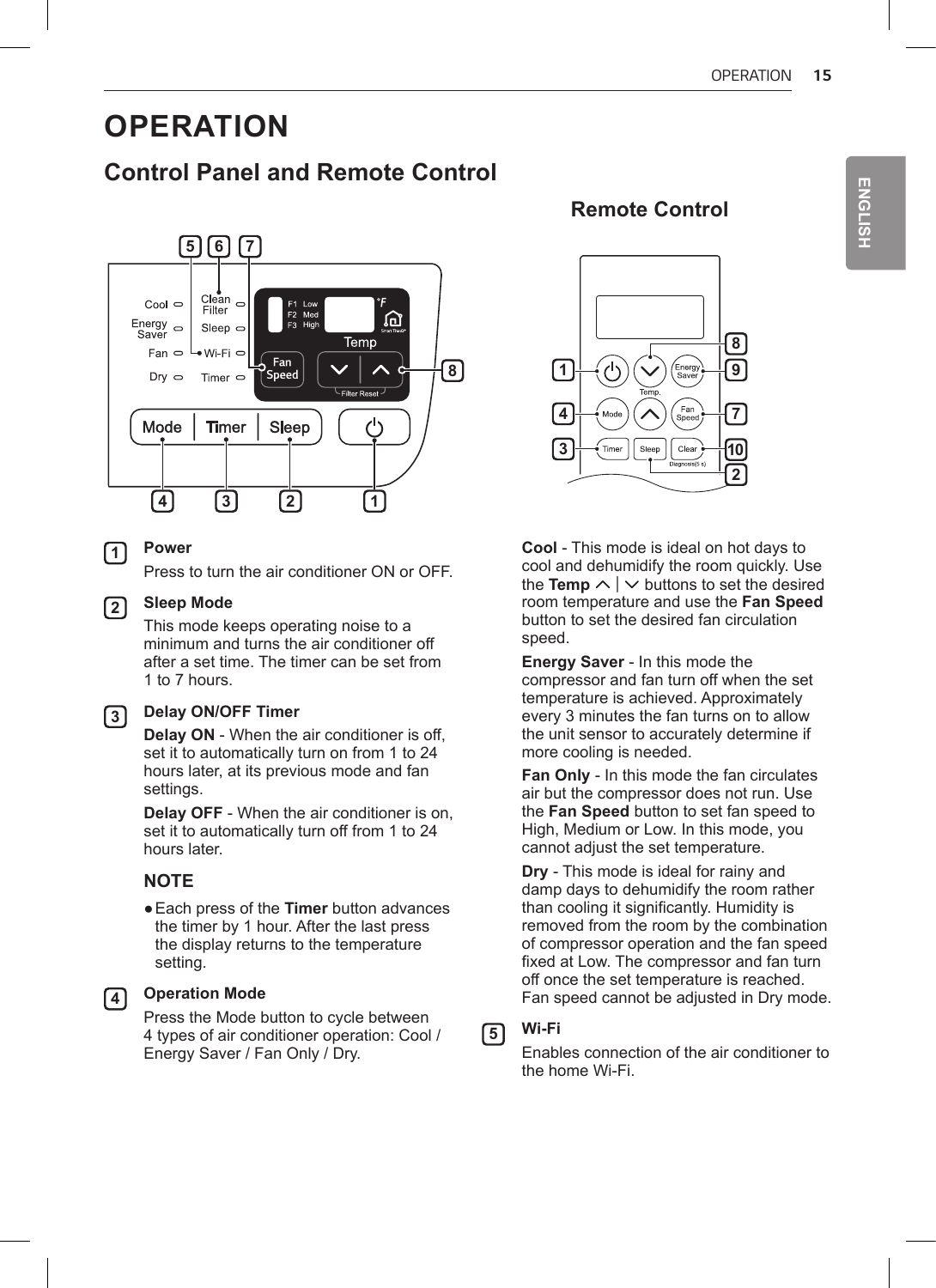// OPERATION

## Control Panel and Remote Control

### Remote Control

**1** **Power**

Press to turn the air conditioner ON or OFF.

**2** **Sleep Mode**

This mode keeps operating noise to a minimum and turns the air conditioner off after a set time. The timer can be set from 1 to 7 hours.

**3** **Delay ON/OFF Timer**

**Delay ON** - When the air conditioner is off, set it to automatically turn on from 1 to 24 hours later, at its previous mode and fan settings.

**Delay OFF** - When the air conditioner is on, set it to automatically turn off from 1 to 24 hours later.

**NOTE**

- Each press of the **Timer** button advances the timer by 1 hour. After the last press the display returns to the temperature setting.

**4** **Operation Mode**

Press the Mode button to cycle between 4 types of air conditioner operation: Cool / Energy Saver / Fan Only / Dry.

**Cool** - This mode is ideal on hot days to cool and dehumidify the room quickly. Use the **Temp** ∧ | ∨ buttons to set the desired room temperature and use the **Fan Speed** button to set the desired fan circulation speed.

**Energy Saver** - In this mode the compressor and fan turn off when the set temperature is achieved. Approximately every 3 minutes the fan turns on to allow the unit sensor to accurately determine if more cooling is needed.

**Fan Only** - In this mode the fan circulates air but the compressor does not run. Use the **Fan Speed** button to set fan speed to High, Medium or Low. In this mode, you cannot adjust the set temperature.

**Dry** - This mode is ideal for rainy and damp days to dehumidify the room rather than cooling it significantly. Humidity is removed from the room by the combination of compressor operation and the fan speed fixed at Low. The compressor and fan turn off once the set temperature is reached. Fan speed cannot be adjusted in Dry mode.

**5** **Wi-Fi**

Enables connection of the air conditioner to the home Wi-Fi.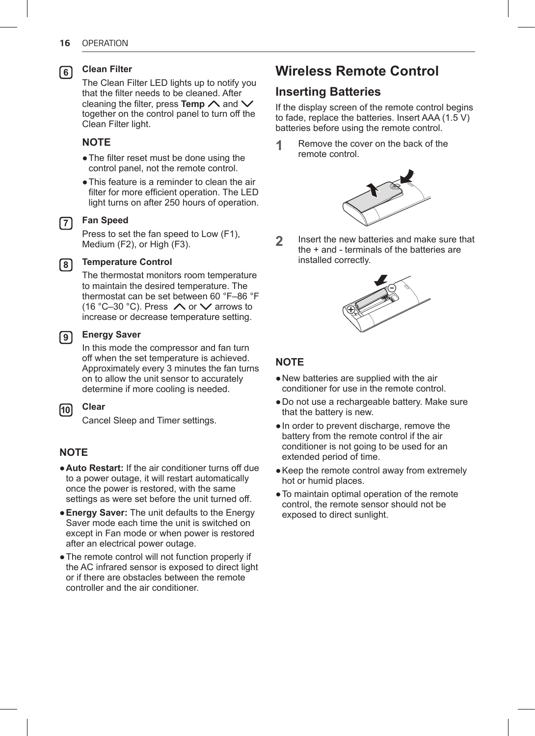**6** **Clean Filter**

The Clean Filter LED lights up to notify you that the filter needs to be cleaned. After cleaning the filter, press **Temp** ∧ and ∨ together on the control panel to turn off the Clean Filter light.

**NOTE**

- The filter reset must be done using the control panel, not the remote control.
- This feature is a reminder to clean the air filter for more efficient operation. The LED light turns on after 250 hours of operation.

**7** **Fan Speed**

Press to set the fan speed to Low (F1), Medium (F2), or High (F3).

**8** **Temperature Control**

The thermostat monitors room temperature to maintain the desired temperature. The thermostat can be set between 60 °F–86 °F (16 °C–30 °C). Press ∧ or ∨ arrows to increase or decrease temperature setting.

**9** **Energy Saver**

In this mode the compressor and fan turn off when the set temperature is achieved. Approximately every 3 minutes the fan turns on to allow the unit sensor to accurately determine if more cooling is needed.

**10** **Clear**

Cancel Sleep and Timer settings.

**NOTE**

- **Auto Restart:** If the air conditioner turns off due to a power outage, it will restart automatically once the power is restored, with the same settings as were set before the unit turned off.
- **Energy Saver:** The unit defaults to the Energy Saver mode each time the unit is switched on except in Fan mode or when power is restored after an electrical power outage.
- The remote control will not function properly if the AC infrared sensor is exposed to direct light or if there are obstacles between the remote controller and the air conditioner.

# Wireless Remote Control

## Inserting Batteries

If the display screen of the remote control begins to fade, replace the batteries. Insert AAA (1.5 V) batteries before using the remote control.

1. Remove the cover on the back of the remote control.
2. Insert the new batteries and make sure that the + and - terminals of the batteries are installed correctly.

**NOTE**

- New batteries are supplied with the air conditioner for use in the remote control.
- Do not use a rechargeable battery. Make sure that the battery is new.
- In order to prevent discharge, remove the battery from the remote control if the air conditioner is not going to be used for an extended period of time.
- Keep the remote control away from extremely hot or humid places.
- To maintain optimal operation of the remote control, the remote sensor should not be exposed to direct sunlight.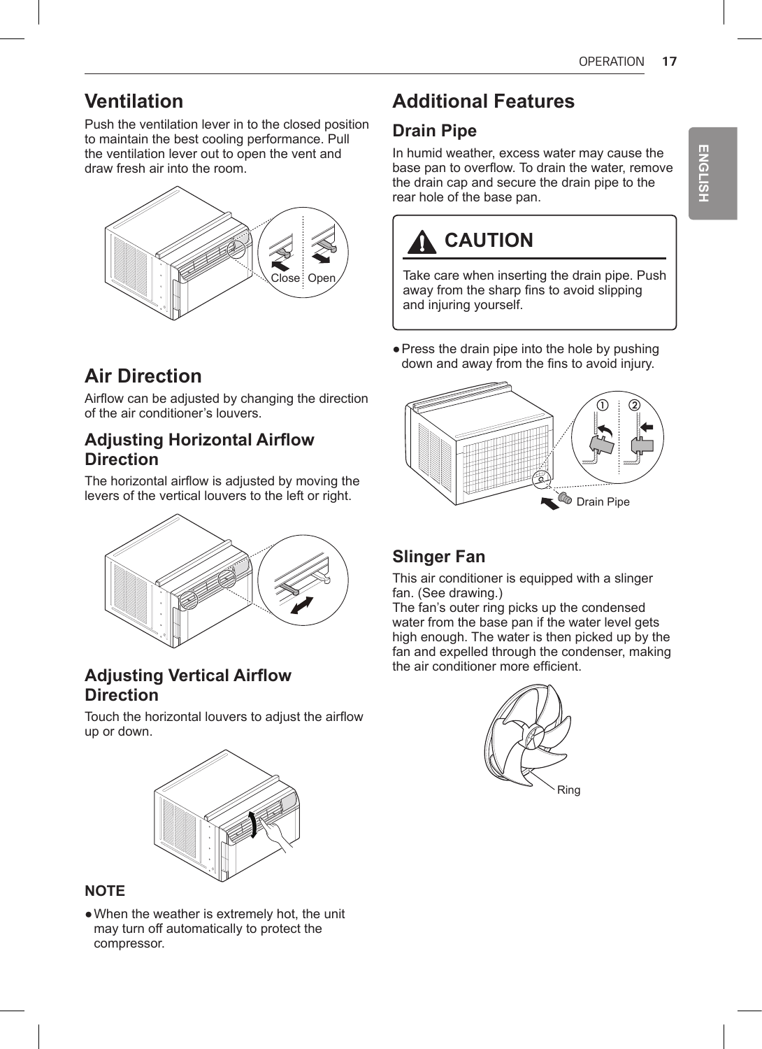## Ventilation

Push the ventilation lever in to the closed position to maintain the best cooling performance. Pull the ventilation lever out to open the vent and draw fresh air into the room.

Close Open

## Air Direction

Airflow can be adjusted by changing the direction of the air conditioner's louvers.

### Adjusting Horizontal Airflow Direction

The horizontal airflow is adjusted by moving the levers of the vertical louvers to the left or right.

### Adjusting Vertical Airflow Direction

Touch the horizontal louvers to adjust the airflow up or down.

**NOTE**

- When the weather is extremely hot, the unit may turn off automatically to protect the compressor.

## Additional Features

### Drain Pipe

In humid weather, excess water may cause the base pan to overflow. To drain the water, remove the drain cap and secure the drain pipe to the rear hole of the base pan.

> **⚠ CAUTION**
>
> Take care when inserting the drain pipe. Push away from the sharp fins to avoid slipping and injuring yourself.

- Press the drain pipe into the hole by pushing down and away from the fins to avoid injury.

① ②

Drain Pipe

### Slinger Fan

This air conditioner is equipped with a slinger fan. (See drawing.)
The fan's outer ring picks up the condensed water from the base pan if the water level gets high enough. The water is then picked up by the fan and expelled through the condenser, making the air conditioner more efficient.

Ring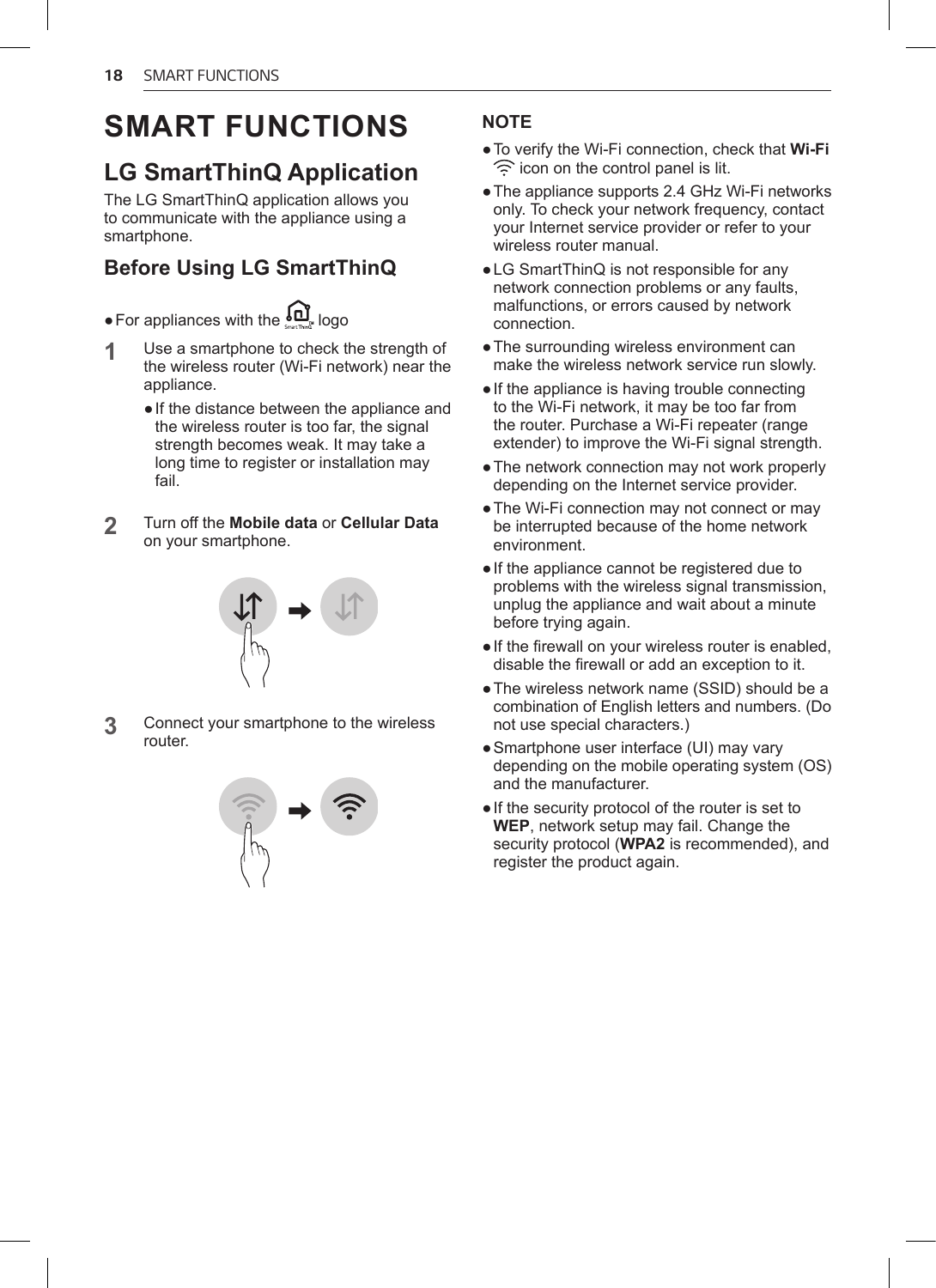# SMART FUNCTIONS

## LG SmartThinQ Application

The LG SmartThinQ application allows you to communicate with the appliance using a smartphone.

### Before Using LG SmartThinQ

- For appliances with the logo

1. Use a smartphone to check the strength of the wireless router (Wi-Fi network) near the appliance.
   - If the distance between the appliance and the wireless router is too far, the signal strength becomes weak. It may take a long time to register or installation may fail.

2. Turn off the **Mobile data** or **Cellular Data** on your smartphone.

3. Connect your smartphone to the wireless router.

**NOTE**

- To verify the Wi-Fi connection, check that **Wi-Fi** icon on the control panel is lit.
- The appliance supports 2.4 GHz Wi-Fi networks only. To check your network frequency, contact your Internet service provider or refer to your wireless router manual.
- LG SmartThinQ is not responsible for any network connection problems or any faults, malfunctions, or errors caused by network connection.
- The surrounding wireless environment can make the wireless network service run slowly.
- If the appliance is having trouble connecting to the Wi-Fi network, it may be too far from the router. Purchase a Wi-Fi repeater (range extender) to improve the Wi-Fi signal strength.
- The network connection may not work properly depending on the Internet service provider.
- The Wi-Fi connection may not connect or may be interrupted because of the home network environment.
- If the appliance cannot be registered due to problems with the wireless signal transmission, unplug the appliance and wait about a minute before trying again.
- If the firewall on your wireless router is enabled, disable the firewall or add an exception to it.
- The wireless network name (SSID) should be a combination of English letters and numbers. (Do not use special characters.)
- Smartphone user interface (UI) may vary depending on the mobile operating system (OS) and the manufacturer.
- If the security protocol of the router is set to **WEP**, network setup may fail. Change the security protocol (**WPA2** is recommended), and register the product again.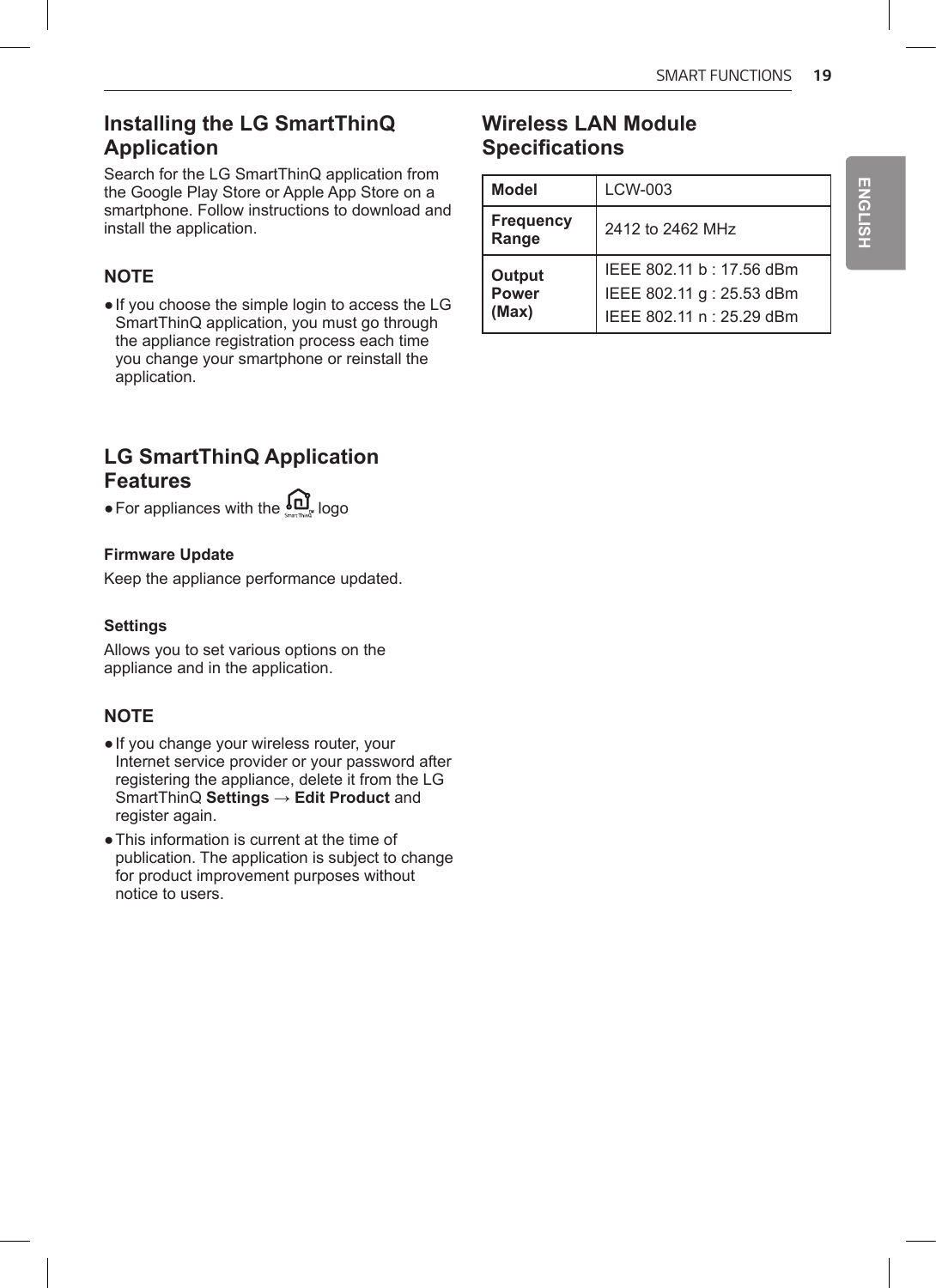## Installing the LG SmartThinQ Application

Search for the LG SmartThinQ application from the Google Play Store or Apple App Store on a smartphone. Follow instructions to download and install the application.

### NOTE

- If you choose the simple login to access the LG SmartThinQ application, you must go through the appliance registration process each time you change your smartphone or reinstall the application.

## LG SmartThinQ Application Features

- For appliances with the SmartThinQ logo

**Firmware Update**

Keep the appliance performance updated.

**Settings**

Allows you to set various options on the appliance and in the application.

### NOTE

- If you change your wireless router, your Internet service provider or your password after registering the appliance, delete it from the LG SmartThinQ **Settings → Edit Product** and register again.
- This information is current at the time of publication. The application is subject to change for product improvement purposes without notice to users.

## Wireless LAN Module Specifications

| **Model** | LCW-003 |
|---|---|
| **Frequency Range** | 2412 to 2462 MHz |
| **Output Power (Max)** | IEEE 802.11 b : 17.56 dBm<br>IEEE 802.11 g : 25.53 dBm<br>IEEE 802.11 n : 25.29 dBm |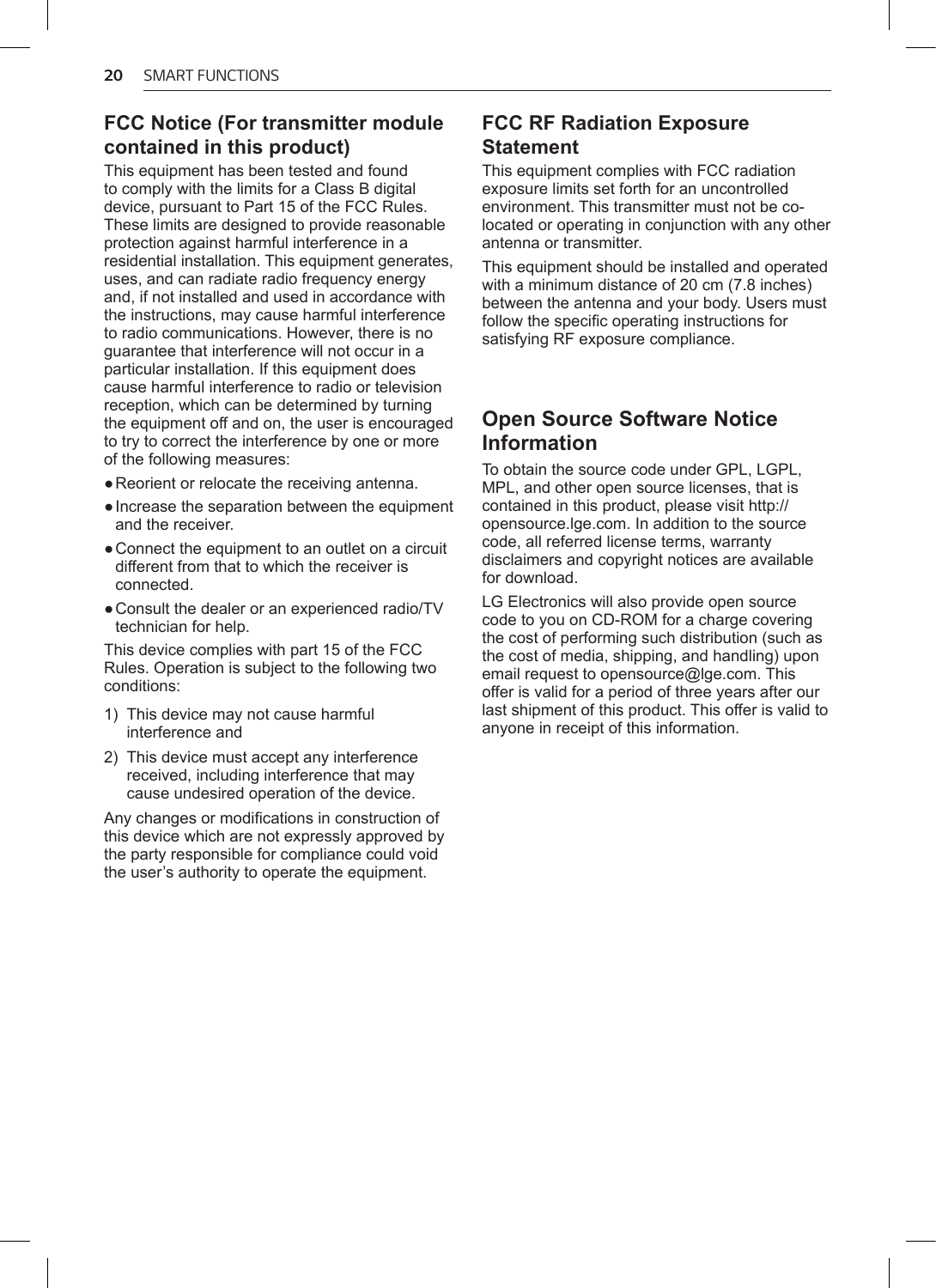## FCC Notice (For transmitter module contained in this product)

This equipment has been tested and found to comply with the limits for a Class B digital device, pursuant to Part 15 of the FCC Rules. These limits are designed to provide reasonable protection against harmful interference in a residential installation. This equipment generates, uses, and can radiate radio frequency energy and, if not installed and used in accordance with the instructions, may cause harmful interference to radio communications. However, there is no guarantee that interference will not occur in a particular installation. If this equipment does cause harmful interference to radio or television reception, which can be determined by turning the equipment off and on, the user is encouraged to try to correct the interference by one or more of the following measures:

- Reorient or relocate the receiving antenna.
- Increase the separation between the equipment and the receiver.
- Connect the equipment to an outlet on a circuit different from that to which the receiver is connected.
- Consult the dealer or an experienced radio/TV technician for help.

This device complies with part 15 of the FCC Rules. Operation is subject to the following two conditions:

1) This device may not cause harmful interference and
2) This device must accept any interference received, including interference that may cause undesired operation of the device.

Any changes or modifications in construction of this device which are not expressly approved by the party responsible for compliance could void the user's authority to operate the equipment.

## FCC RF Radiation Exposure Statement

This equipment complies with FCC radiation exposure limits set forth for an uncontrolled environment. This transmitter must not be co-located or operating in conjunction with any other antenna or transmitter.

This equipment should be installed and operated with a minimum distance of 20 cm (7.8 inches) between the antenna and your body. Users must follow the specific operating instructions for satisfying RF exposure compliance.

## Open Source Software Notice Information

To obtain the source code under GPL, LGPL, MPL, and other open source licenses, that is contained in this product, please visit http://opensource.lge.com. In addition to the source code, all referred license terms, warranty disclaimers and copyright notices are available for download.

LG Electronics will also provide open source code to you on CD-ROM for a charge covering the cost of performing such distribution (such as the cost of media, shipping, and handling) upon email request to opensource@lge.com. This offer is valid for a period of three years after our last shipment of this product. This offer is valid to anyone in receipt of this information.